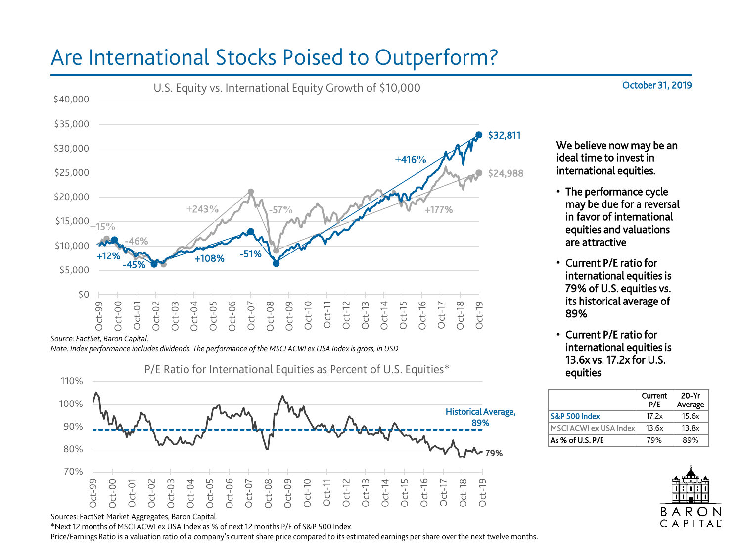# Are International Stocks Poised to Outperform?

October 31, 2019

## U.S. Equity vs. International Equity Growth of $10,000

Source: FactSet, Baron Capital.
*Note: Index performance includes dividends. The performance of the MSCI ACWI ex USA Index is gross, in USD*

## P/E Ratio for International Equities as Percent of U.S. Equities*

Historical Average, 89%

79%

Sources: FactSet Market Aggregates, Baron Capital.
*Next 12 months of MSCI ACWI ex USA Index as % of next 12 months P/E of S&P 500 Index.
Price/Earnings Ratio is a valuation ratio of a company's current share price compared to its estimated earnings per share over the next twelve months.

We believe now may be an ideal time to invest in international equities.

- The performance cycle may be due for a reversal in favor of international equities and valuations are attractive
- Current P/E ratio for international equities is 79% of U.S. equities vs. its historical average of 89%
- Current P/E ratio for international equities is 13.6x vs. 17.2x for U.S. equities

| | Current P/E | 20-Yr Average |
|---|---|---|
| S&P 500 Index | 17.2x | 15.6x |
| MSCI ACWI ex USA Index | 13.6x | 13.8x |
| As % of U.S. P/E | 79% | 89% |

BARON CAPITAL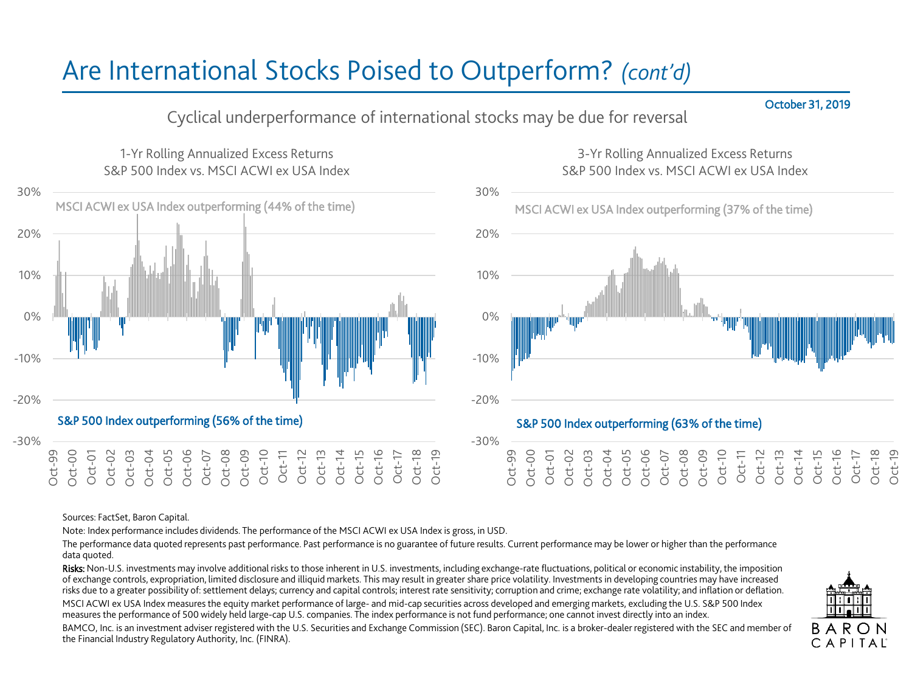# Are International Stocks Poised to Outperform? *(cont'd)*

October 31, 2019

Cyclical underperformance of international stocks may be due for reversal

1-Yr Rolling Annualized Excess Returns
S&P 500 Index vs. MSCI ACWI ex USA Index

30%
20%
10%
0%
-10%
-20%
-30%

MSCI ACWI ex USA Index outperforming (44% of the time)

S&P 500 Index outperforming (56% of the time)

Oct-99, Oct-00, Oct-01, Oct-02, Oct-03, Oct-04, Oct-05, Oct-06, Oct-07, Oct-08, Oct-09, Oct-10, Oct-11, Oct-12, Oct-13, Oct-14, Oct-15, Oct-16, Oct-17, Oct-18, Oct-19

3-Yr Rolling Annualized Excess Returns
S&P 500 Index vs. MSCI ACWI ex USA Index

30%
20%
10%
0%
-10%
-20%
-30%

MSCI ACWI ex USA Index outperforming (37% of the time)

S&P 500 Index outperforming (63% of the time)

Oct-99, Oct-00, Oct-01, Oct-02, Oct-03, Oct-04, Oct-05, Oct-06, Oct-07, Oct-08, Oct-09, Oct-10, Oct-11, Oct-12, Oct-13, Oct-14, Oct-15, Oct-16, Oct-17, Oct-18, Oct-19

Sources: FactSet, Baron Capital.

Note: Index performance includes dividends. The performance of the MSCI ACWI ex USA Index is gross, in USD.

The performance data quoted represents past performance. Past performance is no guarantee of future results. Current performance may be lower or higher than the performance data quoted.

**Risks:** Non-U.S. investments may involve additional risks to those inherent in U.S. investments, including exchange-rate fluctuations, political or economic instability, the imposition of exchange controls, expropriation, limited disclosure and illiquid markets. This may result in greater share price volatility. Investments in developing countries may have increased risks due to a greater possibility of: settlement delays; currency and capital controls; interest rate sensitivity; corruption and crime; exchange rate volatility; and inflation or deflation.

MSCI ACWI ex USA Index measures the equity market performance of large- and mid-cap securities across developed and emerging markets, excluding the U.S. S&P 500 Index measures the performance of 500 widely held large-cap U.S. companies. The index performance is not fund performance; one cannot invest directly into an index.

BAMCO, Inc. is an investment adviser registered with the U.S. Securities and Exchange Commission (SEC). Baron Capital, Inc. is a broker-dealer registered with the SEC and member of the Financial Industry Regulatory Authority, Inc. (FINRA).

BARON CAPITAL